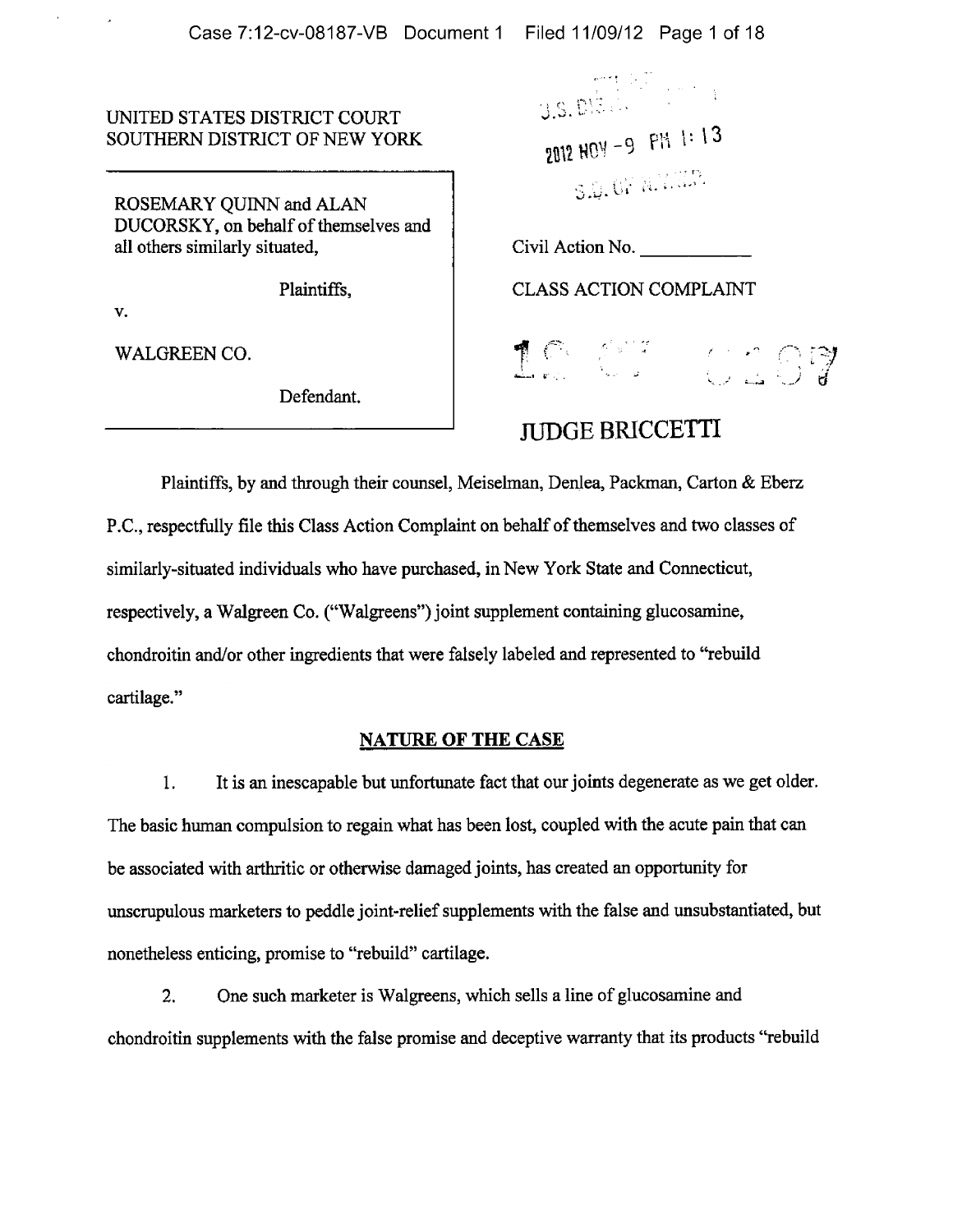UNITED STATES DISTRICT COURT
SOUTHERN DISTRICT OF NEW YORK

U.S. DIST. COURT
2012 NOV -9 PM 1:13
S.D. OF N.Y.

ROSEMARY QUINN and ALAN DUCORSKY, on behalf of themselves and all others similarly situated,

Plaintiffs,

v.

WALGREEN CO.

Defendant.

Civil Action No. ___________

CLASS ACTION COMPLAINT

12 CV 8187

JUDGE BRICCETTI

Plaintiffs, by and through their counsel, Meiselman, Denlea, Packman, Carton & Eberz P.C., respectfully file this Class Action Complaint on behalf of themselves and two classes of similarly-situated individuals who have purchased, in New York State and Connecticut, respectively, a Walgreen Co. ("Walgreens") joint supplement containing glucosamine, chondroitin and/or other ingredients that were falsely labeled and represented to "rebuild cartilage."

## NATURE OF THE CASE

1. It is an inescapable but unfortunate fact that our joints degenerate as we get older. The basic human compulsion to regain what has been lost, coupled with the acute pain that can be associated with arthritic or otherwise damaged joints, has created an opportunity for unscrupulous marketers to peddle joint-relief supplements with the false and unsubstantiated, but nonetheless enticing, promise to "rebuild" cartilage.

2. One such marketer is Walgreens, which sells a line of glucosamine and chondroitin supplements with the false promise and deceptive warranty that its products "rebuild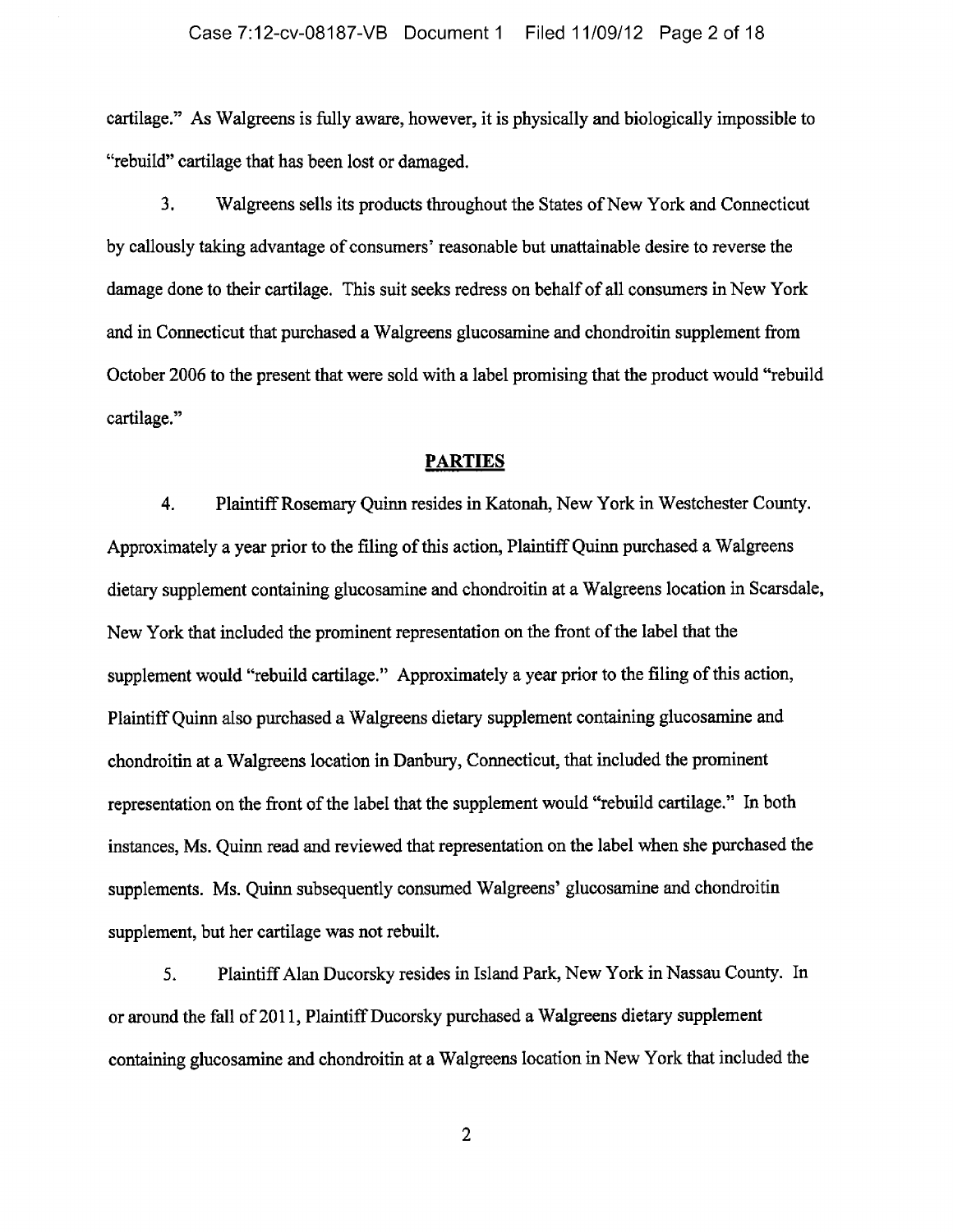cartilage." As Walgreens is fully aware, however, it is physically and biologically impossible to "rebuild" cartilage that has been lost or damaged.

3. Walgreens sells its products throughout the States of New York and Connecticut by callously taking advantage of consumers' reasonable but unattainable desire to reverse the damage done to their cartilage. This suit seeks redress on behalf of all consumers in New York and in Connecticut that purchased a Walgreens glucosamine and chondroitin supplement from October 2006 to the present that were sold with a label promising that the product would "rebuild cartilage."

## PARTIES

4. Plaintiff Rosemary Quinn resides in Katonah, New York in Westchester County. Approximately a year prior to the filing of this action, Plaintiff Quinn purchased a Walgreens dietary supplement containing glucosamine and chondroitin at a Walgreens location in Scarsdale, New York that included the prominent representation on the front of the label that the supplement would "rebuild cartilage." Approximately a year prior to the filing of this action, Plaintiff Quinn also purchased a Walgreens dietary supplement containing glucosamine and chondroitin at a Walgreens location in Danbury, Connecticut, that included the prominent representation on the front of the label that the supplement would "rebuild cartilage." In both instances, Ms. Quinn read and reviewed that representation on the label when she purchased the supplements. Ms. Quinn subsequently consumed Walgreens' glucosamine and chondroitin supplement, but her cartilage was not rebuilt.

5. Plaintiff Alan Ducorsky resides in Island Park, New York in Nassau County. In or around the fall of 2011, Plaintiff Ducorsky purchased a Walgreens dietary supplement containing glucosamine and chondroitin at a Walgreens location in New York that included the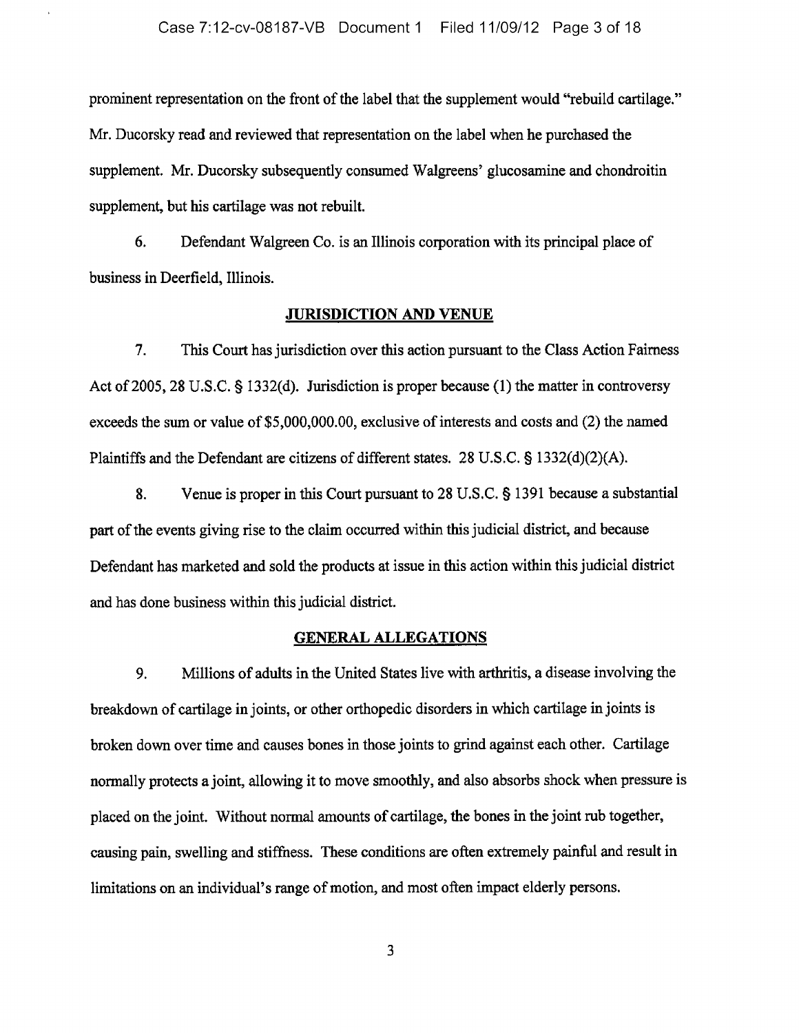prominent representation on the front of the label that the supplement would "rebuild cartilage." Mr. Ducorsky read and reviewed that representation on the label when he purchased the supplement. Mr. Ducorsky subsequently consumed Walgreens' glucosamine and chondroitin supplement, but his cartilage was not rebuilt.

6. Defendant Walgreen Co. is an Illinois corporation with its principal place of business in Deerfield, Illinois.

## JURISDICTION AND VENUE

7. This Court has jurisdiction over this action pursuant to the Class Action Fairness Act of 2005, 28 U.S.C. § 1332(d). Jurisdiction is proper because (1) the matter in controversy exceeds the sum or value of $5,000,000.00, exclusive of interests and costs and (2) the named Plaintiffs and the Defendant are citizens of different states. 28 U.S.C. § 1332(d)(2)(A).

8. Venue is proper in this Court pursuant to 28 U.S.C. § 1391 because a substantial part of the events giving rise to the claim occurred within this judicial district, and because Defendant has marketed and sold the products at issue in this action within this judicial district and has done business within this judicial district.

## GENERAL ALLEGATIONS

9. Millions of adults in the United States live with arthritis, a disease involving the breakdown of cartilage in joints, or other orthopedic disorders in which cartilage in joints is broken down over time and causes bones in those joints to grind against each other. Cartilage normally protects a joint, allowing it to move smoothly, and also absorbs shock when pressure is placed on the joint. Without normal amounts of cartilage, the bones in the joint rub together, causing pain, swelling and stiffness. These conditions are often extremely painful and result in limitations on an individual's range of motion, and most often impact elderly persons.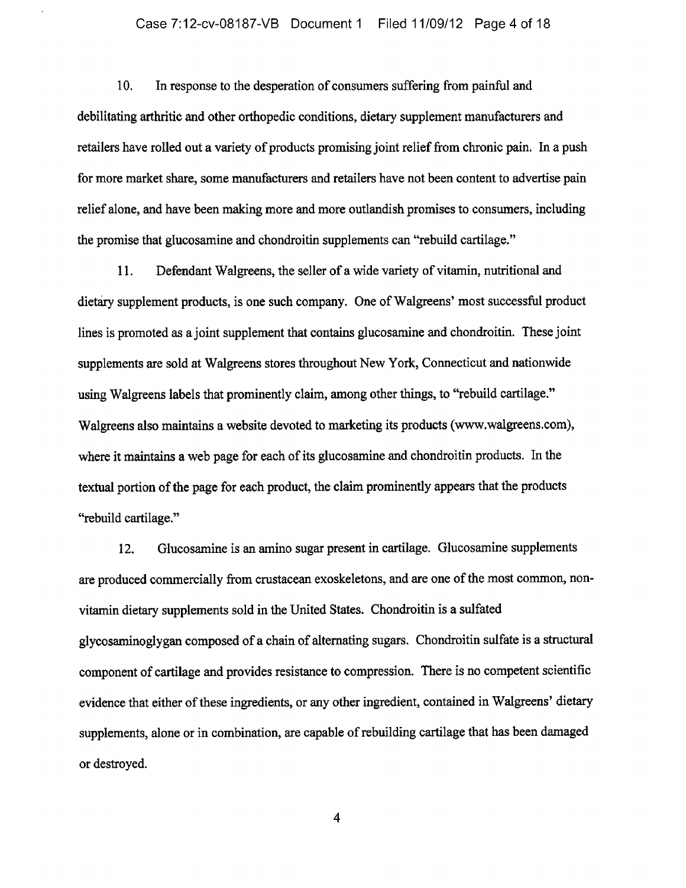10. In response to the desperation of consumers suffering from painful and debilitating arthritic and other orthopedic conditions, dietary supplement manufacturers and retailers have rolled out a variety of products promising joint relief from chronic pain. In a push for more market share, some manufacturers and retailers have not been content to advertise pain relief alone, and have been making more and more outlandish promises to consumers, including the promise that glucosamine and chondroitin supplements can "rebuild cartilage."

11. Defendant Walgreens, the seller of a wide variety of vitamin, nutritional and dietary supplement products, is one such company. One of Walgreens' most successful product lines is promoted as a joint supplement that contains glucosamine and chondroitin. These joint supplements are sold at Walgreens stores throughout New York, Connecticut and nationwide using Walgreens labels that prominently claim, among other things, to "rebuild cartilage." Walgreens also maintains a website devoted to marketing its products (www.walgreens.com), where it maintains a web page for each of its glucosamine and chondroitin products. In the textual portion of the page for each product, the claim prominently appears that the products "rebuild cartilage."

12. Glucosamine is an amino sugar present in cartilage. Glucosamine supplements are produced commercially from crustacean exoskeletons, and are one of the most common, non-vitamin dietary supplements sold in the United States. Chondroitin is a sulfated glycosaminoglygan composed of a chain of alternating sugars. Chondroitin sulfate is a structural component of cartilage and provides resistance to compression. There is no competent scientific evidence that either of these ingredients, or any other ingredient, contained in Walgreens' dietary supplements, alone or in combination, are capable of rebuilding cartilage that has been damaged or destroyed.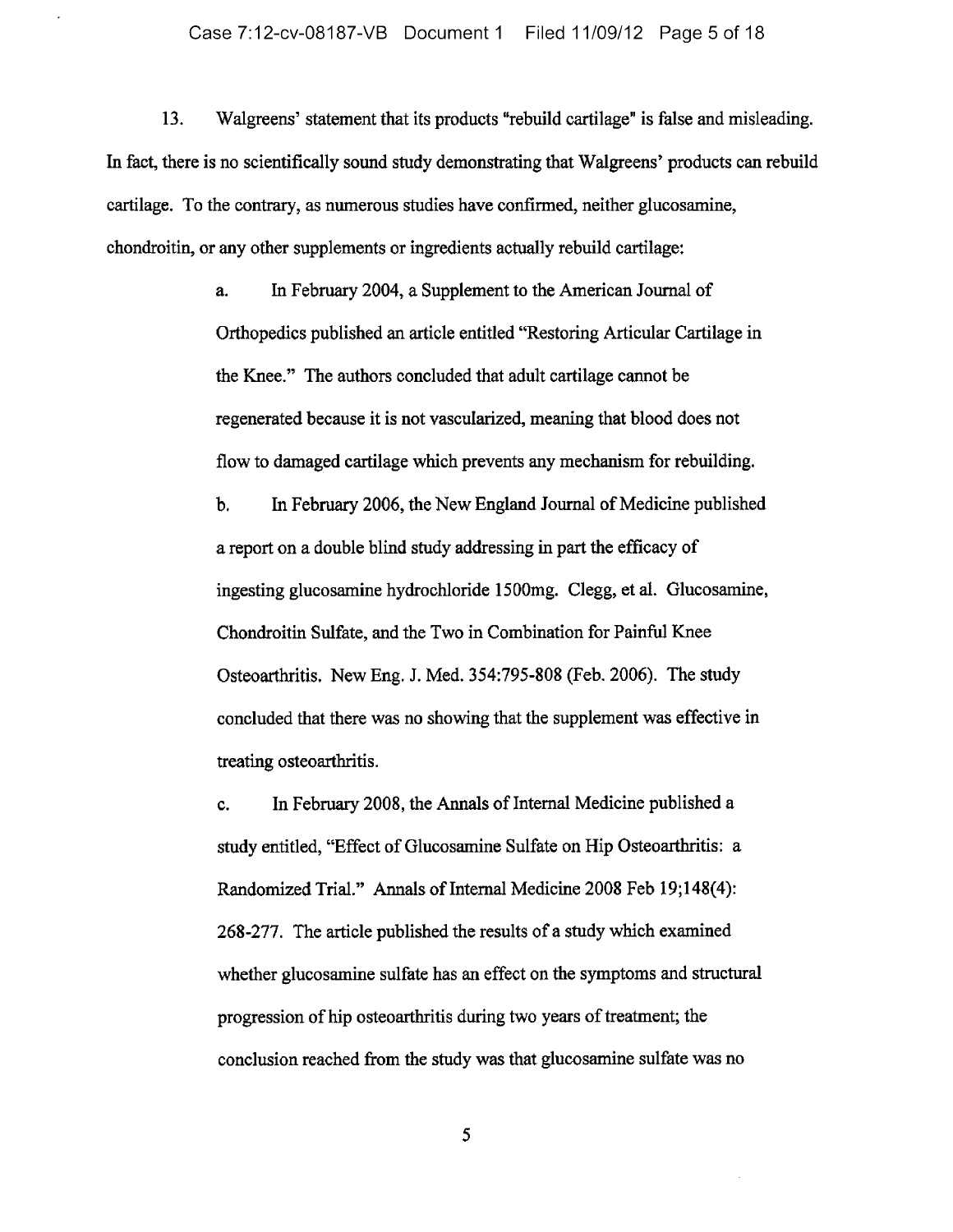13. Walgreens' statement that its products "rebuild cartilage" is false and misleading. In fact, there is no scientifically sound study demonstrating that Walgreens' products can rebuild cartilage. To the contrary, as numerous studies have confirmed, neither glucosamine, chondroitin, or any other supplements or ingredients actually rebuild cartilage:

> a. In February 2004, a Supplement to the American Journal of Orthopedics published an article entitled "Restoring Articular Cartilage in the Knee." The authors concluded that adult cartilage cannot be regenerated because it is not vascularized, meaning that blood does not flow to damaged cartilage which prevents any mechanism for rebuilding.
>
> b. In February 2006, the New England Journal of Medicine published a report on a double blind study addressing in part the efficacy of ingesting glucosamine hydrochloride 1500mg. Clegg, et al. Glucosamine, Chondroitin Sulfate, and the Two in Combination for Painful Knee Osteoarthritis. New Eng. J. Med. 354:795-808 (Feb. 2006). The study concluded that there was no showing that the supplement was effective in treating osteoarthritis.
>
> c. In February 2008, the Annals of Internal Medicine published a study entitled, "Effect of Glucosamine Sulfate on Hip Osteoarthritis: a Randomized Trial." Annals of Internal Medicine 2008 Feb 19;148(4): 268-277. The article published the results of a study which examined whether glucosamine sulfate has an effect on the symptoms and structural progression of hip osteoarthritis during two years of treatment; the conclusion reached from the study was that glucosamine sulfate was no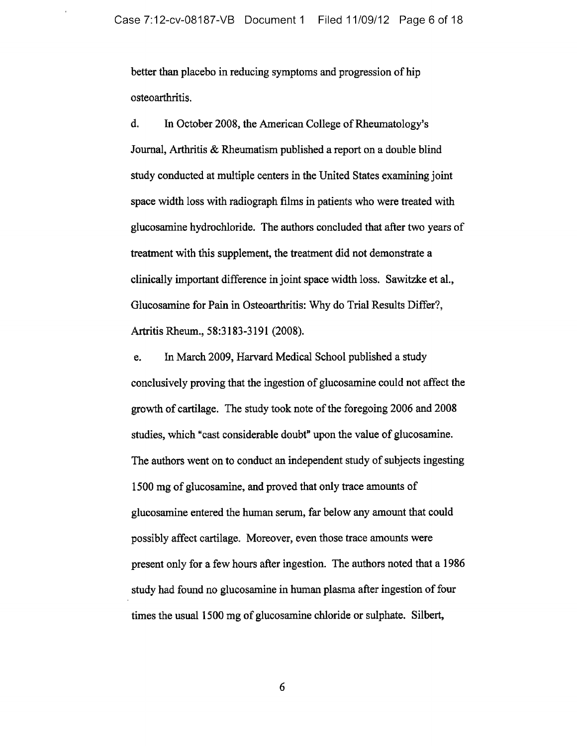better than placebo in reducing symptoms and progression of hip osteoarthritis.

d. In October 2008, the American College of Rheumatology's Journal, Arthritis & Rheumatism published a report on a double blind study conducted at multiple centers in the United States examining joint space width loss with radiograph films in patients who were treated with glucosamine hydrochloride. The authors concluded that after two years of treatment with this supplement, the treatment did not demonstrate a clinically important difference in joint space width loss. Sawitzke et al., Glucosamine for Pain in Osteoarthritis: Why do Trial Results Differ?, Artritis Rheum., 58:3183-3191 (2008).

e. In March 2009, Harvard Medical School published a study conclusively proving that the ingestion of glucosamine could not affect the growth of cartilage. The study took note of the foregoing 2006 and 2008 studies, which "cast considerable doubt" upon the value of glucosamine. The authors went on to conduct an independent study of subjects ingesting 1500 mg of glucosamine, and proved that only trace amounts of glucosamine entered the human serum, far below any amount that could possibly affect cartilage. Moreover, even those trace amounts were present only for a few hours after ingestion. The authors noted that a 1986 study had found no glucosamine in human plasma after ingestion of four times the usual 1500 mg of glucosamine chloride or sulphate. Silbert,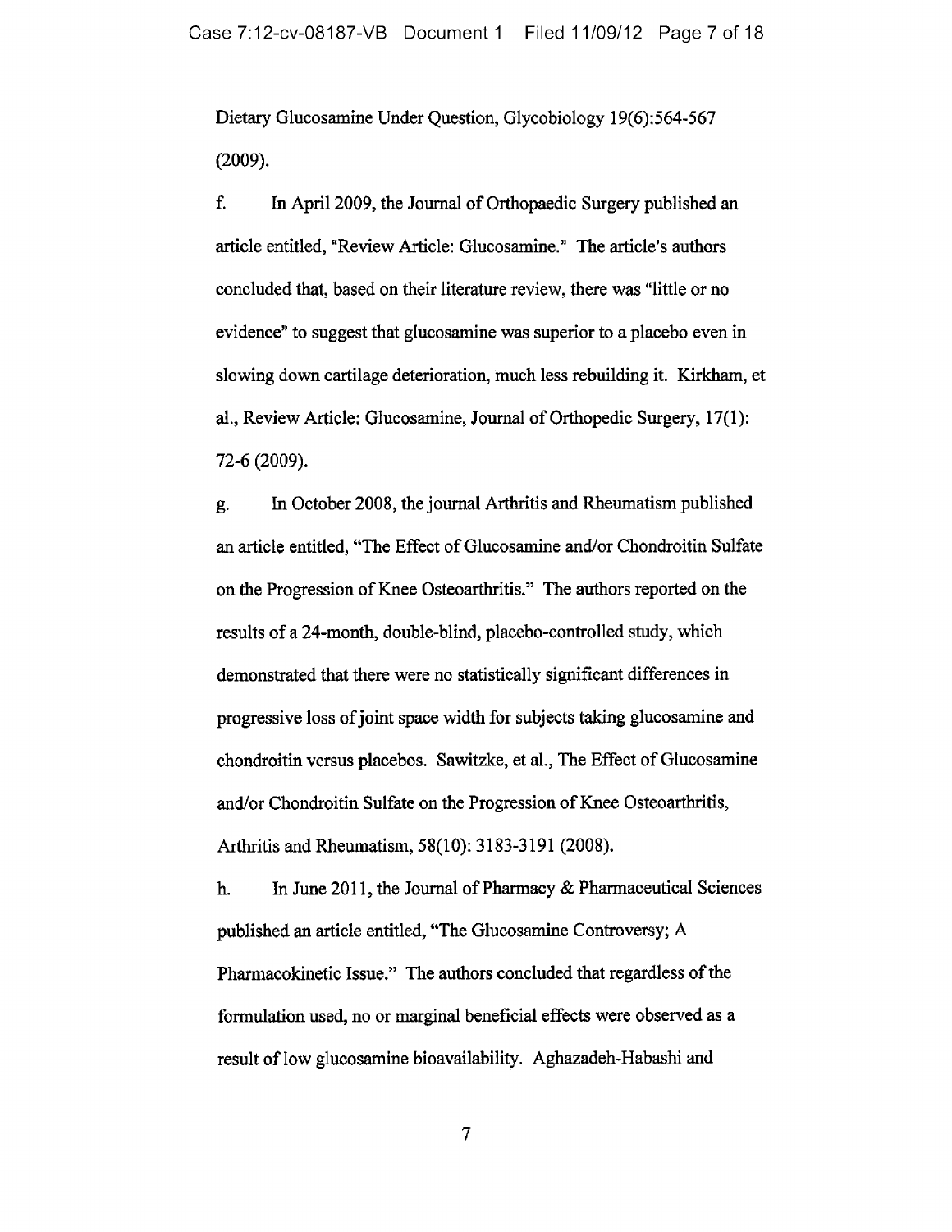Dietary Glucosamine Under Question, Glycobiology 19(6):564-567 (2009).

f. In April 2009, the Journal of Orthopaedic Surgery published an article entitled, "Review Article: Glucosamine." The article's authors concluded that, based on their literature review, there was "little or no evidence" to suggest that glucosamine was superior to a placebo even in slowing down cartilage deterioration, much less rebuilding it. Kirkham, et al., Review Article: Glucosamine, Journal of Orthopedic Surgery, 17(1): 72-6 (2009).

g. In October 2008, the journal Arthritis and Rheumatism published an article entitled, "The Effect of Glucosamine and/or Chondroitin Sulfate on the Progression of Knee Osteoarthritis." The authors reported on the results of a 24-month, double-blind, placebo-controlled study, which demonstrated that there were no statistically significant differences in progressive loss of joint space width for subjects taking glucosamine and chondroitin versus placebos. Sawitzke, et al., The Effect of Glucosamine and/or Chondroitin Sulfate on the Progression of Knee Osteoarthritis, Arthritis and Rheumatism, 58(10): 3183-3191 (2008).

h. In June 2011, the Journal of Pharmacy & Pharmaceutical Sciences published an article entitled, "The Glucosamine Controversy; A Pharmacokinetic Issue." The authors concluded that regardless of the formulation used, no or marginal beneficial effects were observed as a result of low glucosamine bioavailability. Aghazadeh-Habashi and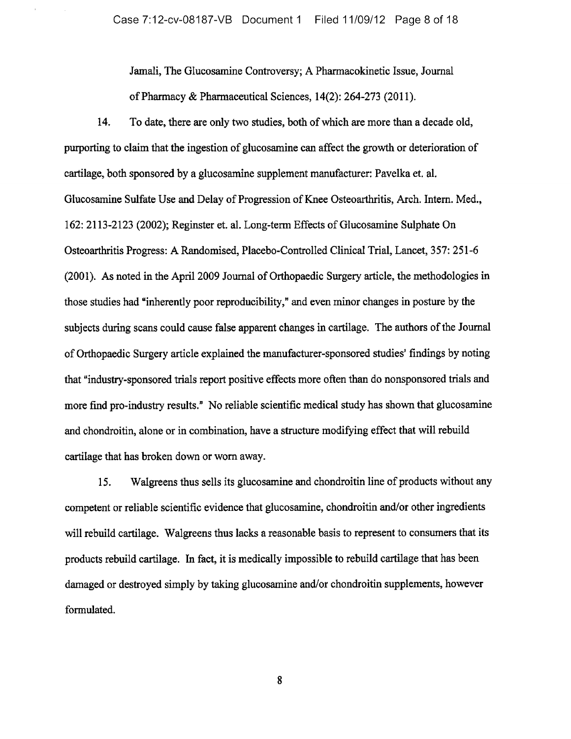Jamali, The Glucosamine Controversy; A Pharmacokinetic Issue, Journal of Pharmacy & Pharmaceutical Sciences, 14(2): 264-273 (2011).

14. To date, there are only two studies, both of which are more than a decade old, purporting to claim that the ingestion of glucosamine can affect the growth or deterioration of cartilage, both sponsored by a glucosamine supplement manufacturer: Pavelka et. al. Glucosamine Sulfate Use and Delay of Progression of Knee Osteoarthritis, Arch. Intern. Med., 162: 2113-2123 (2002); Reginster et. al. Long-term Effects of Glucosamine Sulphate On Osteoarthritis Progress: A Randomised, Placebo-Controlled Clinical Trial, Lancet, 357: 251-6 (2001). As noted in the April 2009 Journal of Orthopaedic Surgery article, the methodologies in those studies had "inherently poor reproducibility," and even minor changes in posture by the subjects during scans could cause false apparent changes in cartilage. The authors of the Journal of Orthopaedic Surgery article explained the manufacturer-sponsored studies' findings by noting that "industry-sponsored trials report positive effects more often than do nonsponsored trials and more find pro-industry results." No reliable scientific medical study has shown that glucosamine and chondroitin, alone or in combination, have a structure modifying effect that will rebuild cartilage that has broken down or worn away.

15. Walgreens thus sells its glucosamine and chondroitin line of products without any competent or reliable scientific evidence that glucosamine, chondroitin and/or other ingredients will rebuild cartilage. Walgreens thus lacks a reasonable basis to represent to consumers that its products rebuild cartilage. In fact, it is medically impossible to rebuild cartilage that has been damaged or destroyed simply by taking glucosamine and/or chondroitin supplements, however formulated.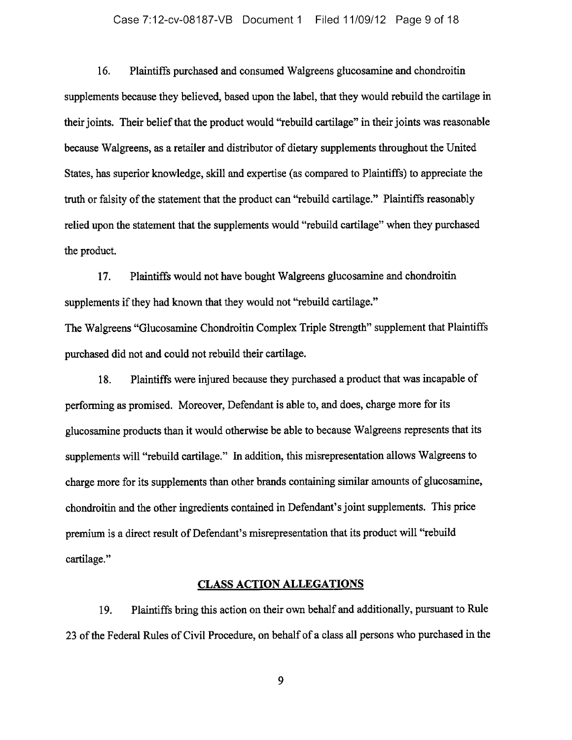16. Plaintiffs purchased and consumed Walgreens glucosamine and chondroitin supplements because they believed, based upon the label, that they would rebuild the cartilage in their joints. Their belief that the product would "rebuild cartilage" in their joints was reasonable because Walgreens, as a retailer and distributor of dietary supplements throughout the United States, has superior knowledge, skill and expertise (as compared to Plaintiffs) to appreciate the truth or falsity of the statement that the product can "rebuild cartilage." Plaintiffs reasonably relied upon the statement that the supplements would "rebuild cartilage" when they purchased the product.

17. Plaintiffs would not have bought Walgreens glucosamine and chondroitin supplements if they had known that they would not "rebuild cartilage."
The Walgreens "Glucosamine Chondroitin Complex Triple Strength" supplement that Plaintiffs purchased did not and could not rebuild their cartilage.

18. Plaintiffs were injured because they purchased a product that was incapable of performing as promised. Moreover, Defendant is able to, and does, charge more for its glucosamine products than it would otherwise be able to because Walgreens represents that its supplements will "rebuild cartilage." In addition, this misrepresentation allows Walgreens to charge more for its supplements than other brands containing similar amounts of glucosamine, chondroitin and the other ingredients contained in Defendant's joint supplements. This price premium is a direct result of Defendant's misrepresentation that its product will "rebuild cartilage."

## CLASS ACTION ALLEGATIONS

19. Plaintiffs bring this action on their own behalf and additionally, pursuant to Rule 23 of the Federal Rules of Civil Procedure, on behalf of a class all persons who purchased in the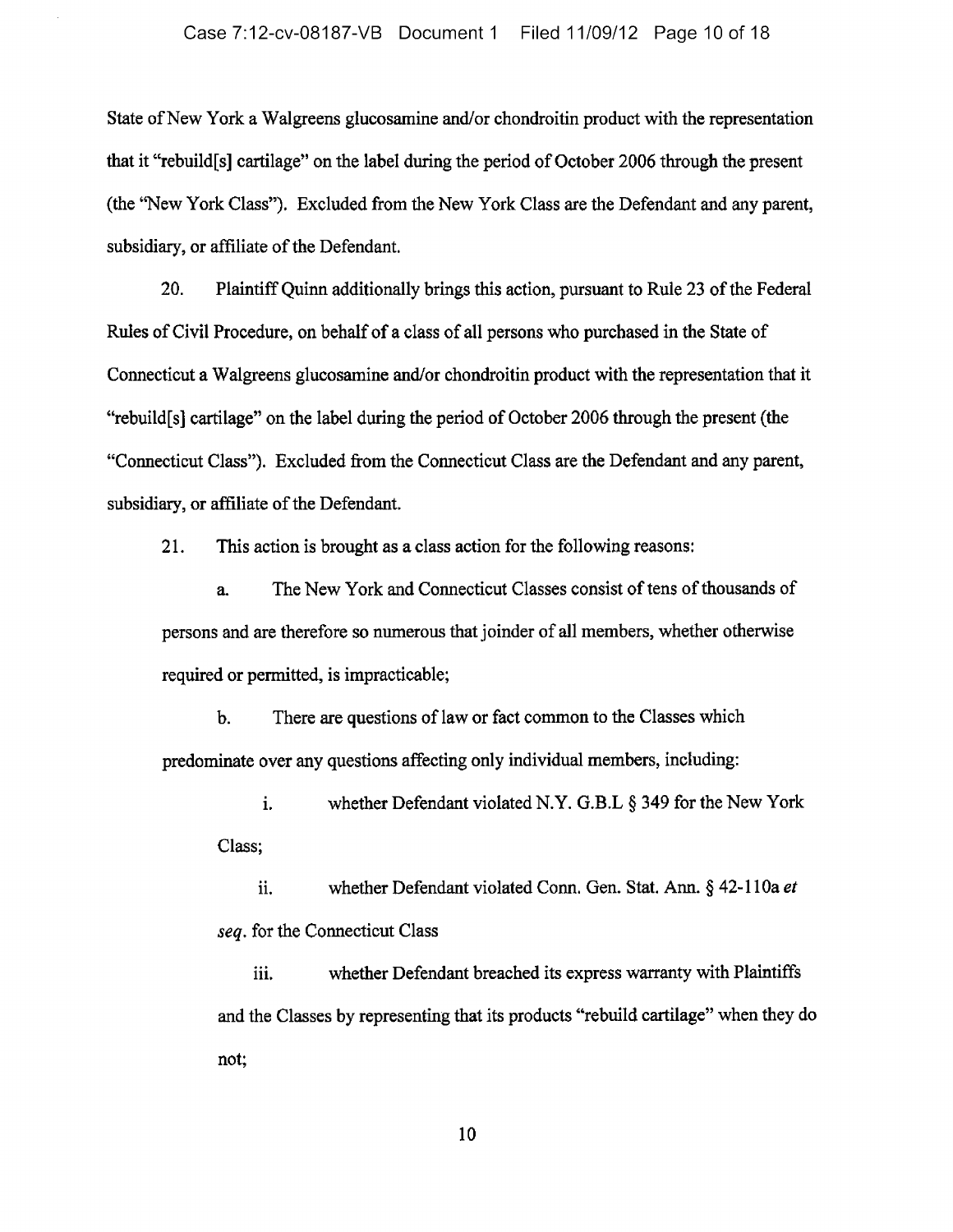State of New York a Walgreens glucosamine and/or chondroitin product with the representation that it "rebuild[s] cartilage" on the label during the period of October 2006 through the present (the "New York Class"). Excluded from the New York Class are the Defendant and any parent, subsidiary, or affiliate of the Defendant.

20. Plaintiff Quinn additionally brings this action, pursuant to Rule 23 of the Federal Rules of Civil Procedure, on behalf of a class of all persons who purchased in the State of Connecticut a Walgreens glucosamine and/or chondroitin product with the representation that it "rebuild[s] cartilage" on the label during the period of October 2006 through the present (the "Connecticut Class"). Excluded from the Connecticut Class are the Defendant and any parent, subsidiary, or affiliate of the Defendant.

21. This action is brought as a class action for the following reasons:

a. The New York and Connecticut Classes consist of tens of thousands of persons and are therefore so numerous that joinder of all members, whether otherwise required or permitted, is impracticable;

b. There are questions of law or fact common to the Classes which predominate over any questions affecting only individual members, including:

i. whether Defendant violated N.Y. G.B.L § 349 for the New York Class;

ii. whether Defendant violated Conn. Gen. Stat. Ann. § 42-110a *et seq.* for the Connecticut Class

iii. whether Defendant breached its express warranty with Plaintiffs and the Classes by representing that its products "rebuild cartilage" when they do not;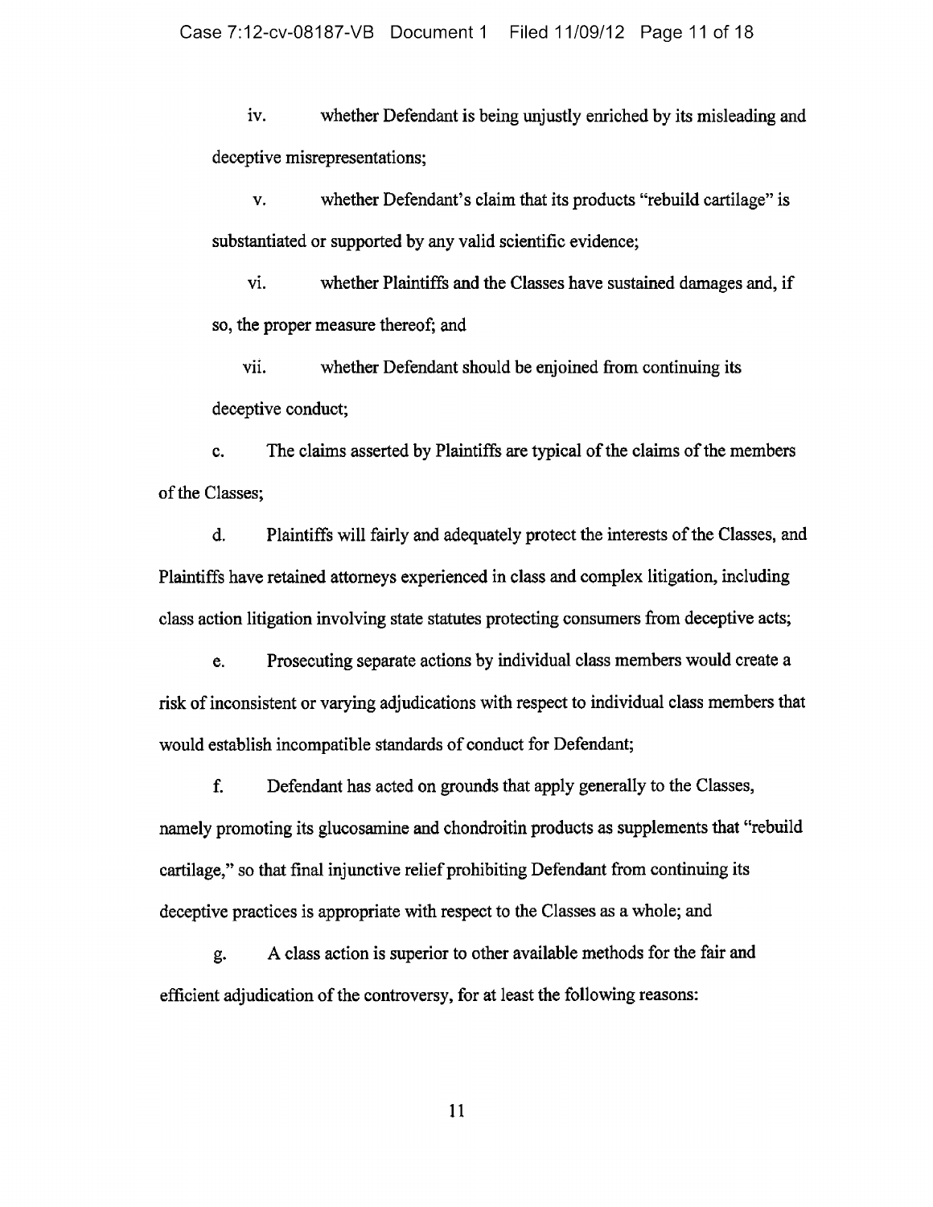iv. whether Defendant is being unjustly enriched by its misleading and deceptive misrepresentations;

v. whether Defendant's claim that its products "rebuild cartilage" is substantiated or supported by any valid scientific evidence;

vi. whether Plaintiffs and the Classes have sustained damages and, if so, the proper measure thereof; and

vii. whether Defendant should be enjoined from continuing its deceptive conduct;

c. The claims asserted by Plaintiffs are typical of the claims of the members of the Classes;

d. Plaintiffs will fairly and adequately protect the interests of the Classes, and Plaintiffs have retained attorneys experienced in class and complex litigation, including class action litigation involving state statutes protecting consumers from deceptive acts;

e. Prosecuting separate actions by individual class members would create a risk of inconsistent or varying adjudications with respect to individual class members that would establish incompatible standards of conduct for Defendant;

f. Defendant has acted on grounds that apply generally to the Classes, namely promoting its glucosamine and chondroitin products as supplements that "rebuild cartilage," so that final injunctive relief prohibiting Defendant from continuing its deceptive practices is appropriate with respect to the Classes as a whole; and

g. A class action is superior to other available methods for the fair and efficient adjudication of the controversy, for at least the following reasons: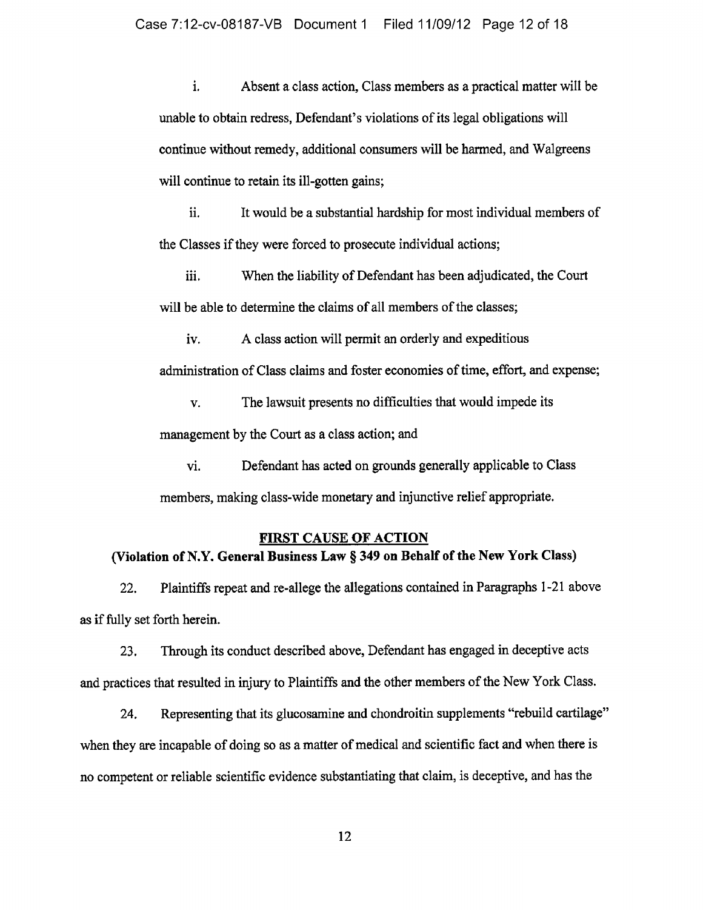i. Absent a class action, Class members as a practical matter will be unable to obtain redress, Defendant's violations of its legal obligations will continue without remedy, additional consumers will be harmed, and Walgreens will continue to retain its ill-gotten gains;

ii. It would be a substantial hardship for most individual members of the Classes if they were forced to prosecute individual actions;

iii. When the liability of Defendant has been adjudicated, the Court will be able to determine the claims of all members of the classes;

iv. A class action will permit an orderly and expeditious administration of Class claims and foster economies of time, effort, and expense;

v. The lawsuit presents no difficulties that would impede its management by the Court as a class action; and

vi. Defendant has acted on grounds generally applicable to Class members, making class-wide monetary and injunctive relief appropriate.

## FIRST CAUSE OF ACTION

**(Violation of N.Y. General Business Law § 349 on Behalf of the New York Class)**

22. Plaintiffs repeat and re-allege the allegations contained in Paragraphs 1-21 above as if fully set forth herein.

23. Through its conduct described above, Defendant has engaged in deceptive acts and practices that resulted in injury to Plaintiffs and the other members of the New York Class.

24. Representing that its glucosamine and chondroitin supplements "rebuild cartilage" when they are incapable of doing so as a matter of medical and scientific fact and when there is no competent or reliable scientific evidence substantiating that claim, is deceptive, and has the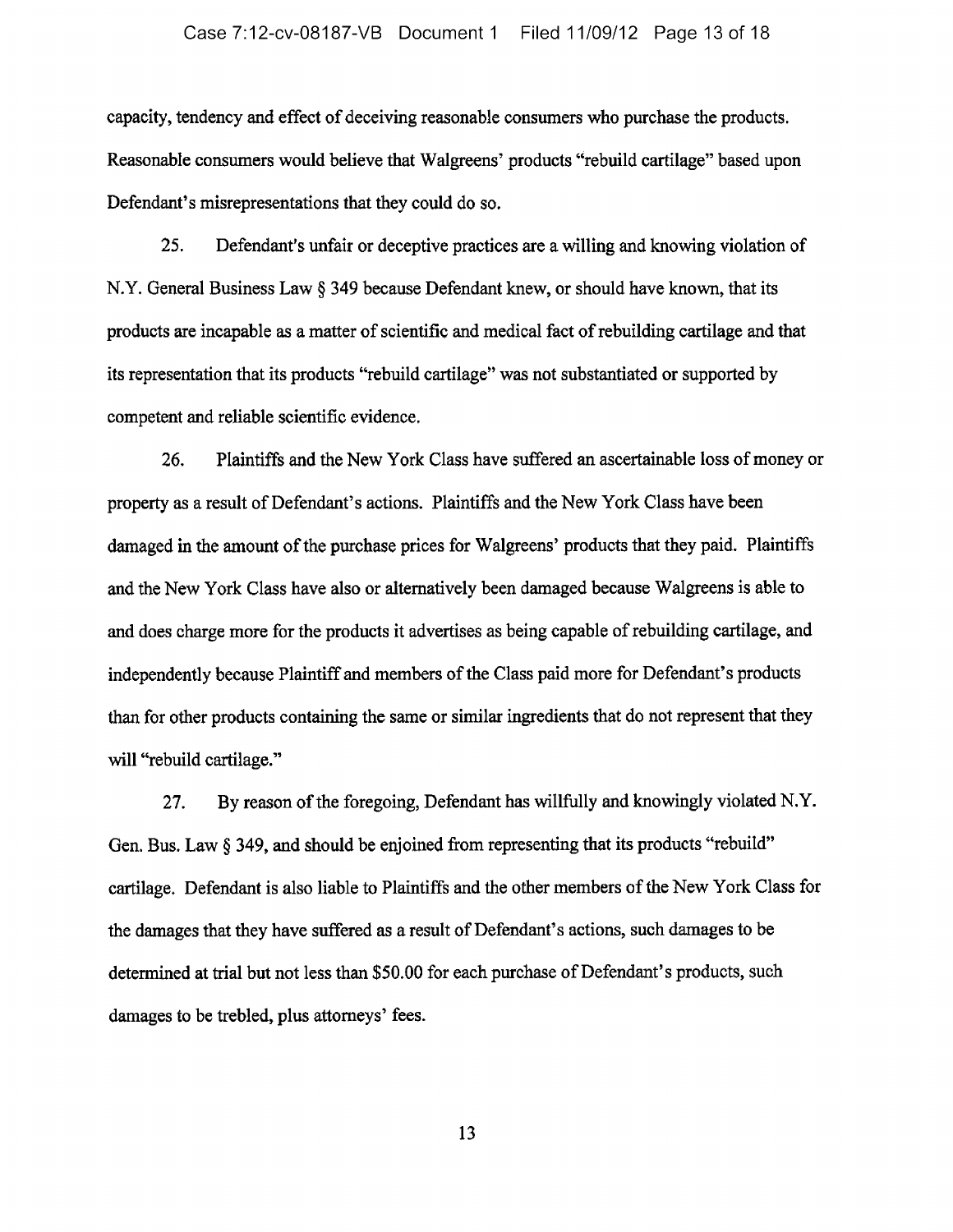capacity, tendency and effect of deceiving reasonable consumers who purchase the products. Reasonable consumers would believe that Walgreens' products "rebuild cartilage" based upon Defendant's misrepresentations that they could do so.

25. Defendant's unfair or deceptive practices are a willing and knowing violation of N.Y. General Business Law § 349 because Defendant knew, or should have known, that its products are incapable as a matter of scientific and medical fact of rebuilding cartilage and that its representation that its products "rebuild cartilage" was not substantiated or supported by competent and reliable scientific evidence.

26. Plaintiffs and the New York Class have suffered an ascertainable loss of money or property as a result of Defendant's actions. Plaintiffs and the New York Class have been damaged in the amount of the purchase prices for Walgreens' products that they paid. Plaintiffs and the New York Class have also or alternatively been damaged because Walgreens is able to and does charge more for the products it advertises as being capable of rebuilding cartilage, and independently because Plaintiff and members of the Class paid more for Defendant's products than for other products containing the same or similar ingredients that do not represent that they will "rebuild cartilage."

27. By reason of the foregoing, Defendant has willfully and knowingly violated N.Y. Gen. Bus. Law § 349, and should be enjoined from representing that its products "rebuild" cartilage. Defendant is also liable to Plaintiffs and the other members of the New York Class for the damages that they have suffered as a result of Defendant's actions, such damages to be determined at trial but not less than $50.00 for each purchase of Defendant's products, such damages to be trebled, plus attorneys' fees.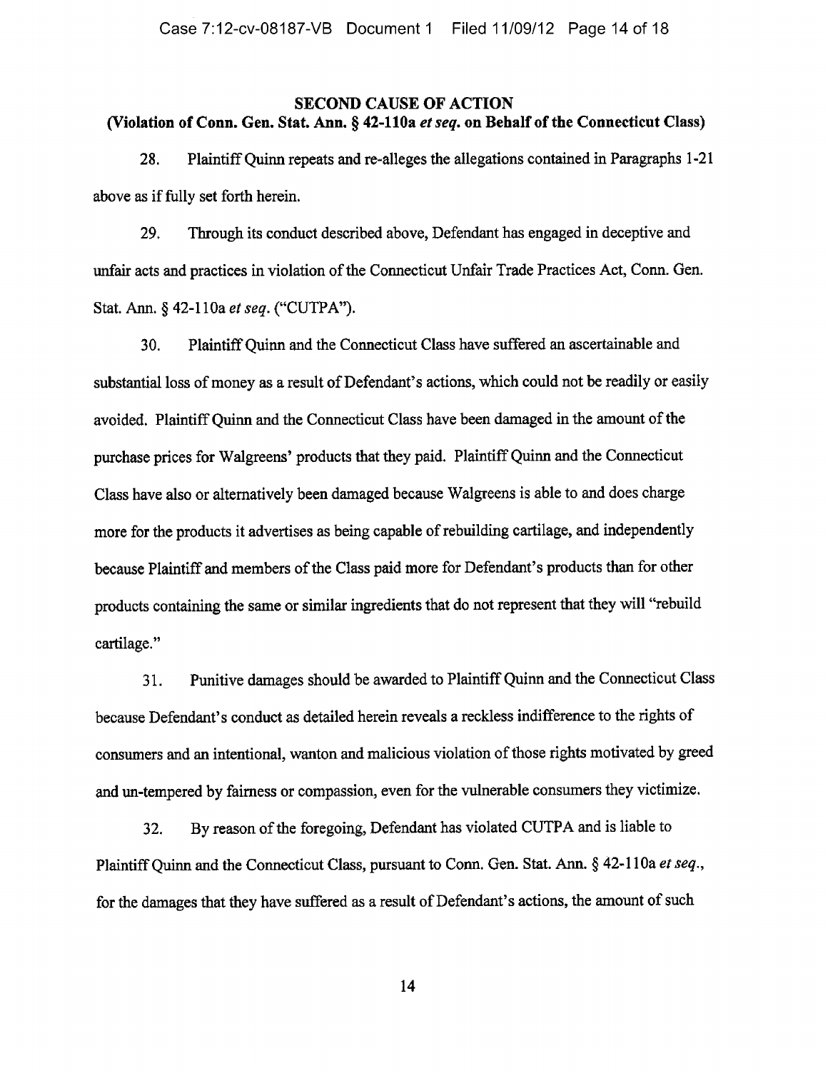## SECOND CAUSE OF ACTION
## (Violation of Conn. Gen. Stat. Ann. § 42-110a *et seq.* on Behalf of the Connecticut Class)

28. Plaintiff Quinn repeats and re-alleges the allegations contained in Paragraphs 1-21 above as if fully set forth herein.

29. Through its conduct described above, Defendant has engaged in deceptive and unfair acts and practices in violation of the Connecticut Unfair Trade Practices Act, Conn. Gen. Stat. Ann. § 42-110a *et seq.* ("CUTPA").

30. Plaintiff Quinn and the Connecticut Class have suffered an ascertainable and substantial loss of money as a result of Defendant's actions, which could not be readily or easily avoided. Plaintiff Quinn and the Connecticut Class have been damaged in the amount of the purchase prices for Walgreens' products that they paid. Plaintiff Quinn and the Connecticut Class have also or alternatively been damaged because Walgreens is able to and does charge more for the products it advertises as being capable of rebuilding cartilage, and independently because Plaintiff and members of the Class paid more for Defendant's products than for other products containing the same or similar ingredients that do not represent that they will "rebuild cartilage."

31. Punitive damages should be awarded to Plaintiff Quinn and the Connecticut Class because Defendant's conduct as detailed herein reveals a reckless indifference to the rights of consumers and an intentional, wanton and malicious violation of those rights motivated by greed and un-tempered by fairness or compassion, even for the vulnerable consumers they victimize.

32. By reason of the foregoing, Defendant has violated CUTPA and is liable to Plaintiff Quinn and the Connecticut Class, pursuant to Conn. Gen. Stat. Ann. § 42-110a *et seq.*, for the damages that they have suffered as a result of Defendant's actions, the amount of such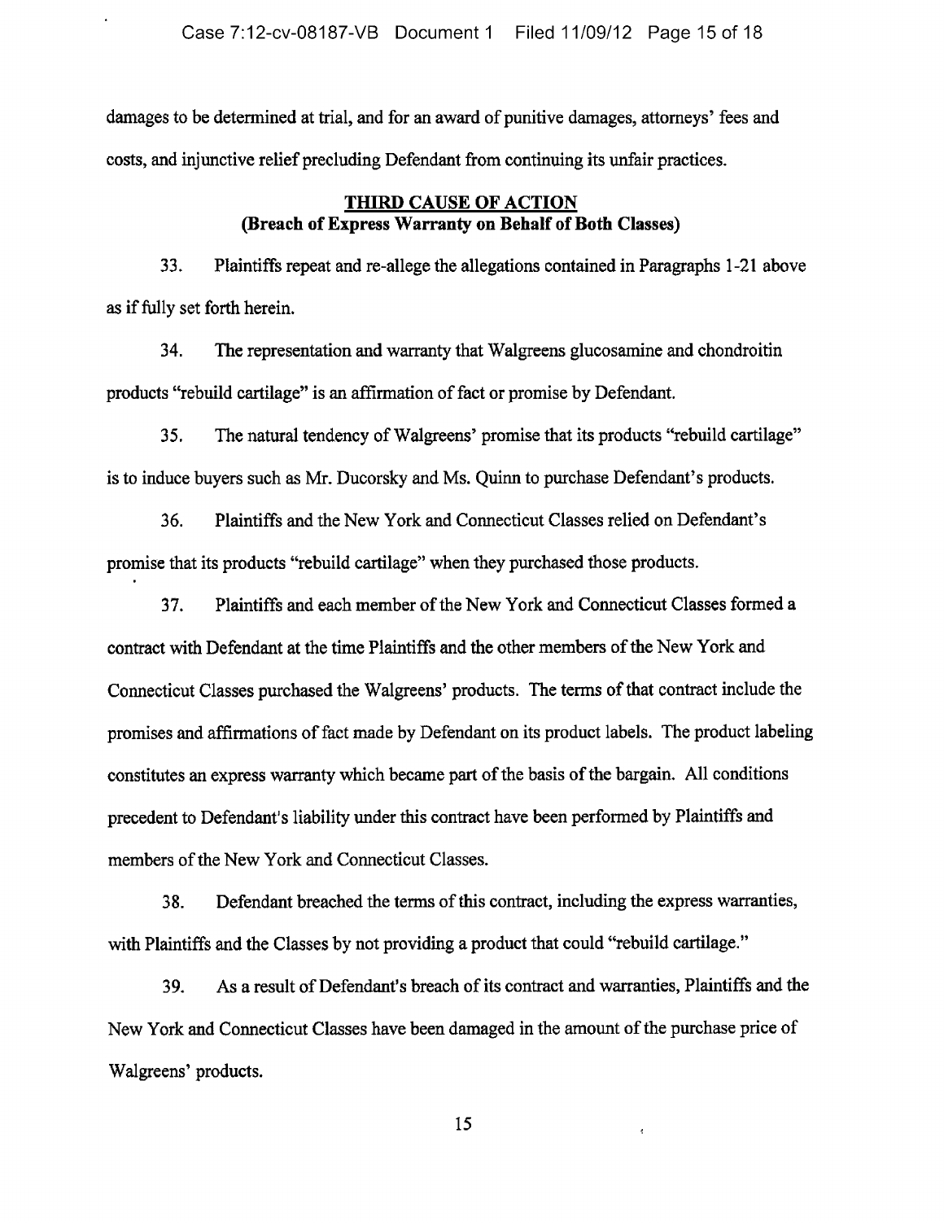damages to be determined at trial, and for an award of punitive damages, attorneys' fees and costs, and injunctive relief precluding Defendant from continuing its unfair practices.

## THIRD CAUSE OF ACTION
**(Breach of Express Warranty on Behalf of Both Classes)**

33. Plaintiffs repeat and re-allege the allegations contained in Paragraphs 1-21 above as if fully set forth herein.

34. The representation and warranty that Walgreens glucosamine and chondroitin products "rebuild cartilage" is an affirmation of fact or promise by Defendant.

35. The natural tendency of Walgreens' promise that its products "rebuild cartilage" is to induce buyers such as Mr. Ducorsky and Ms. Quinn to purchase Defendant's products.

36. Plaintiffs and the New York and Connecticut Classes relied on Defendant's promise that its products "rebuild cartilage" when they purchased those products.

37. Plaintiffs and each member of the New York and Connecticut Classes formed a contract with Defendant at the time Plaintiffs and the other members of the New York and Connecticut Classes purchased the Walgreens' products. The terms of that contract include the promises and affirmations of fact made by Defendant on its product labels. The product labeling constitutes an express warranty which became part of the basis of the bargain. All conditions precedent to Defendant's liability under this contract have been performed by Plaintiffs and members of the New York and Connecticut Classes.

38. Defendant breached the terms of this contract, including the express warranties, with Plaintiffs and the Classes by not providing a product that could "rebuild cartilage."

39. As a result of Defendant's breach of its contract and warranties, Plaintiffs and the New York and Connecticut Classes have been damaged in the amount of the purchase price of Walgreens' products.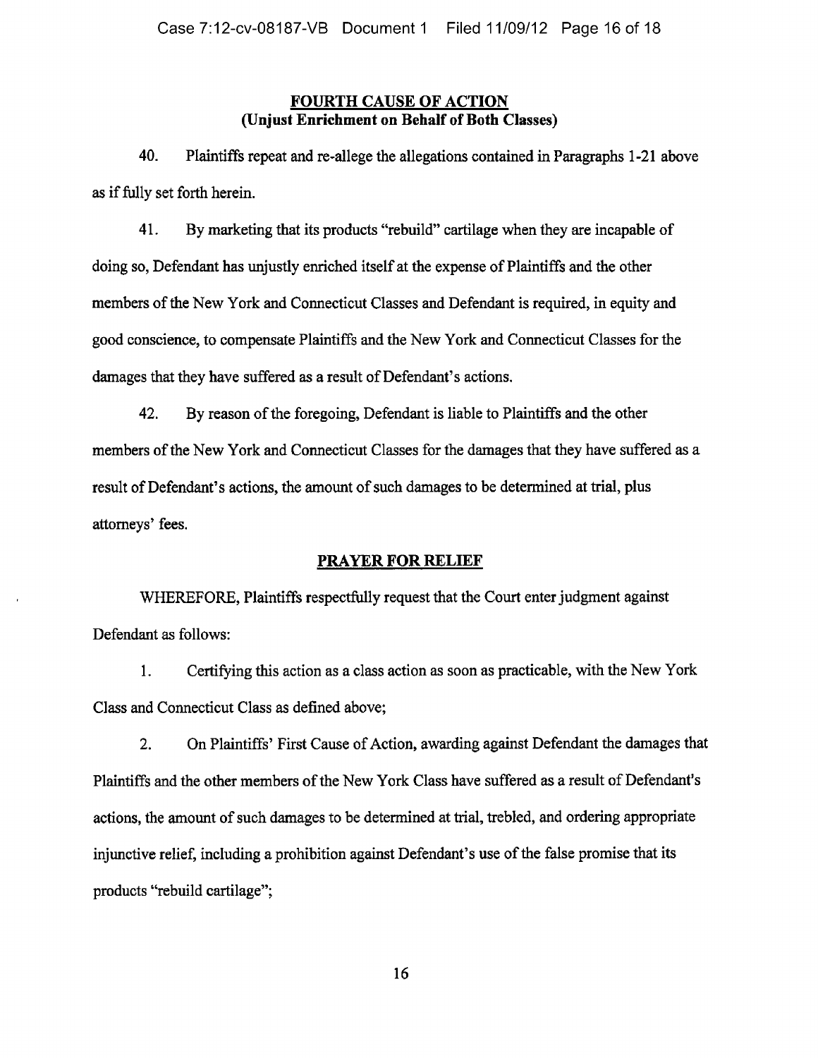## FOURTH CAUSE OF ACTION
### (Unjust Enrichment on Behalf of Both Classes)

40. Plaintiffs repeat and re-allege the allegations contained in Paragraphs 1-21 above as if fully set forth herein.

41. By marketing that its products "rebuild" cartilage when they are incapable of doing so, Defendant has unjustly enriched itself at the expense of Plaintiffs and the other members of the New York and Connecticut Classes and Defendant is required, in equity and good conscience, to compensate Plaintiffs and the New York and Connecticut Classes for the damages that they have suffered as a result of Defendant's actions.

42. By reason of the foregoing, Defendant is liable to Plaintiffs and the other members of the New York and Connecticut Classes for the damages that they have suffered as a result of Defendant's actions, the amount of such damages to be determined at trial, plus attorneys' fees.

## PRAYER FOR RELIEF

WHEREFORE, Plaintiffs respectfully request that the Court enter judgment against Defendant as follows:

1. Certifying this action as a class action as soon as practicable, with the New York Class and Connecticut Class as defined above;

2. On Plaintiffs' First Cause of Action, awarding against Defendant the damages that Plaintiffs and the other members of the New York Class have suffered as a result of Defendant's actions, the amount of such damages to be determined at trial, trebled, and ordering appropriate injunctive relief, including a prohibition against Defendant's use of the false promise that its products "rebuild cartilage";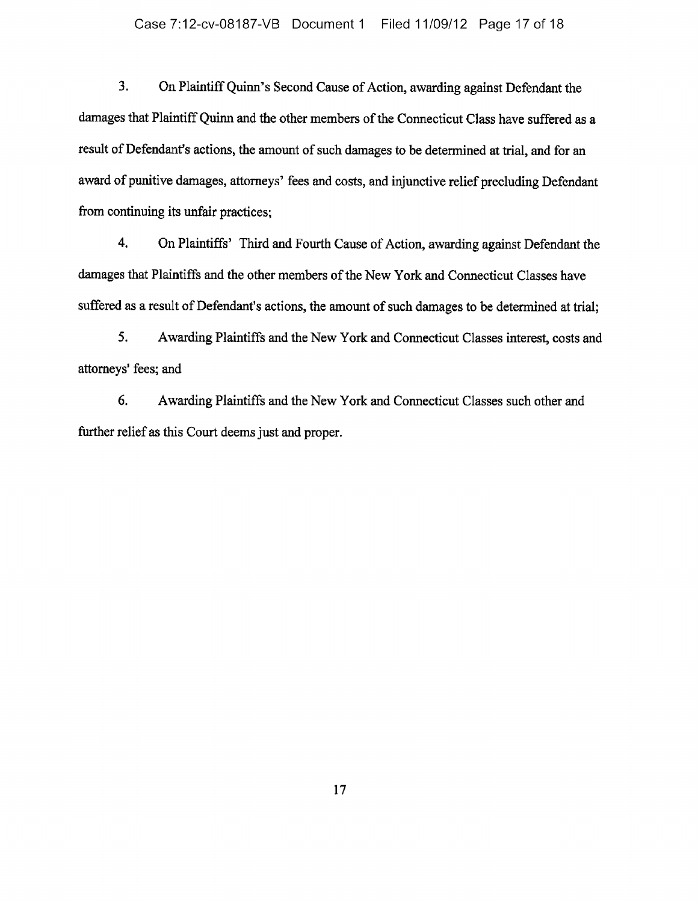3. On Plaintiff Quinn's Second Cause of Action, awarding against Defendant the damages that Plaintiff Quinn and the other members of the Connecticut Class have suffered as a result of Defendant's actions, the amount of such damages to be determined at trial, and for an award of punitive damages, attorneys' fees and costs, and injunctive relief precluding Defendant from continuing its unfair practices;

4. On Plaintiffs' Third and Fourth Cause of Action, awarding against Defendant the damages that Plaintiffs and the other members of the New York and Connecticut Classes have suffered as a result of Defendant's actions, the amount of such damages to be determined at trial;

5. Awarding Plaintiffs and the New York and Connecticut Classes interest, costs and attorneys' fees; and

6. Awarding Plaintiffs and the New York and Connecticut Classes such other and further relief as this Court deems just and proper.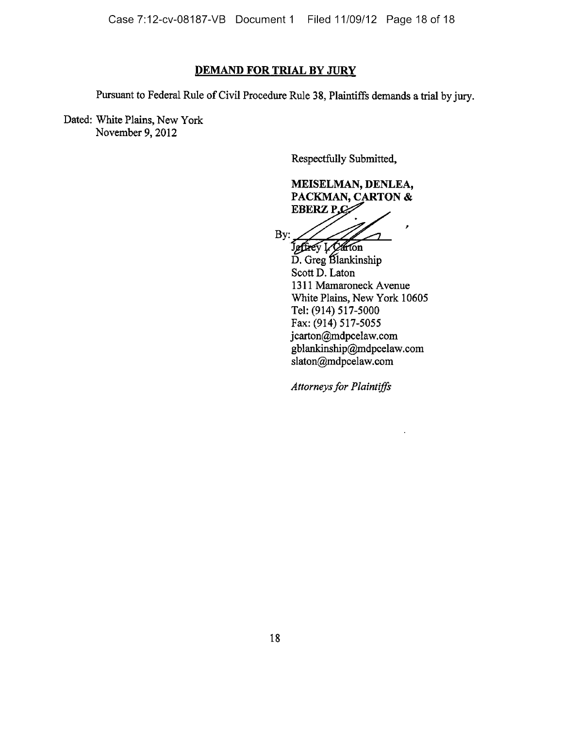## DEMAND FOR TRIAL BY JURY

Pursuant to Federal Rule of Civil Procedure Rule 38, Plaintiffs demands a trial by jury.

Dated: White Plains, New York
November 9, 2012

Respectfully Submitted,

**MEISELMAN, DENLEA, PACKMAN, CARTON & EBERZ P.C.**

By: ______________________
Jeffrey I. Carton
D. Greg Blankinship
Scott D. Laton
1311 Mamaroneck Avenue
White Plains, New York 10605
Tel: (914) 517-5000
Fax: (914) 517-5055
jcarton@mdpcelaw.com
gblankinship@mdpcelaw.com
slaton@mdpcelaw.com

*Attorneys for Plaintiffs*